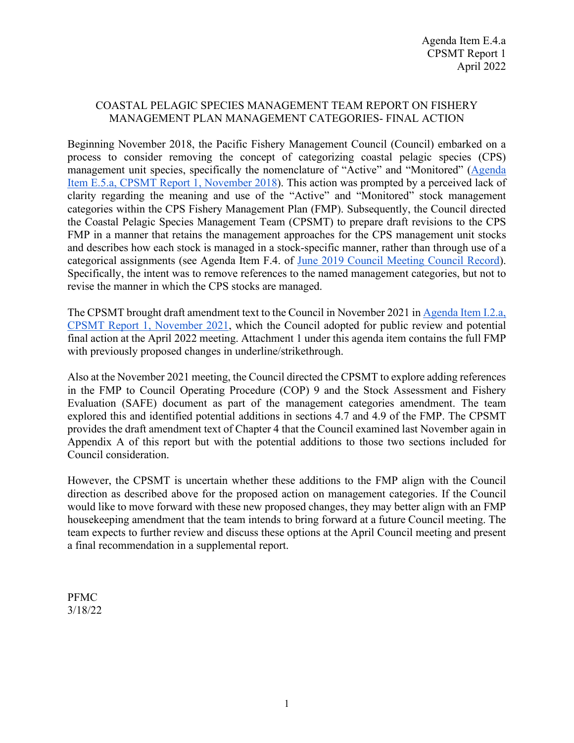Agenda Item E.4.a
CPSMT Report 1
April 2022

# COASTAL PELAGIC SPECIES MANAGEMENT TEAM REPORT ON FISHERY MANAGEMENT PLAN MANAGEMENT CATEGORIES- FINAL ACTION

Beginning November 2018, the Pacific Fishery Management Council (Council) embarked on a process to consider removing the concept of categorizing coastal pelagic species (CPS) management unit species, specifically the nomenclature of "Active" and "Monitored" (Agenda Item E.5.a, CPSMT Report 1, November 2018). This action was prompted by a perceived lack of clarity regarding the meaning and use of the "Active" and "Monitored" stock management categories within the CPS Fishery Management Plan (FMP). Subsequently, the Council directed the Coastal Pelagic Species Management Team (CPSMT) to prepare draft revisions to the CPS FMP in a manner that retains the management approaches for the CPS management unit stocks and describes how each stock is managed in a stock-specific manner, rather than through use of a categorical assignments (see Agenda Item F.4. of June 2019 Council Meeting Council Record). Specifically, the intent was to remove references to the named management categories, but not to revise the manner in which the CPS stocks are managed.

The CPSMT brought draft amendment text to the Council in November 2021 in Agenda Item I.2.a, CPSMT Report 1, November 2021, which the Council adopted for public review and potential final action at the April 2022 meeting. Attachment 1 under this agenda item contains the full FMP with previously proposed changes in underline/strikethrough.

Also at the November 2021 meeting, the Council directed the CPSMT to explore adding references in the FMP to Council Operating Procedure (COP) 9 and the Stock Assessment and Fishery Evaluation (SAFE) document as part of the management categories amendment. The team explored this and identified potential additions in sections 4.7 and 4.9 of the FMP. The CPSMT provides the draft amendment text of Chapter 4 that the Council examined last November again in Appendix A of this report but with the potential additions to those two sections included for Council consideration.

However, the CPSMT is uncertain whether these additions to the FMP align with the Council direction as described above for the proposed action on management categories. If the Council would like to move forward with these new proposed changes, they may better align with an FMP housekeeping amendment that the team intends to bring forward at a future Council meeting. The team expects to further review and discuss these options at the April Council meeting and present a final recommendation in a supplemental report.

PFMC
3/18/22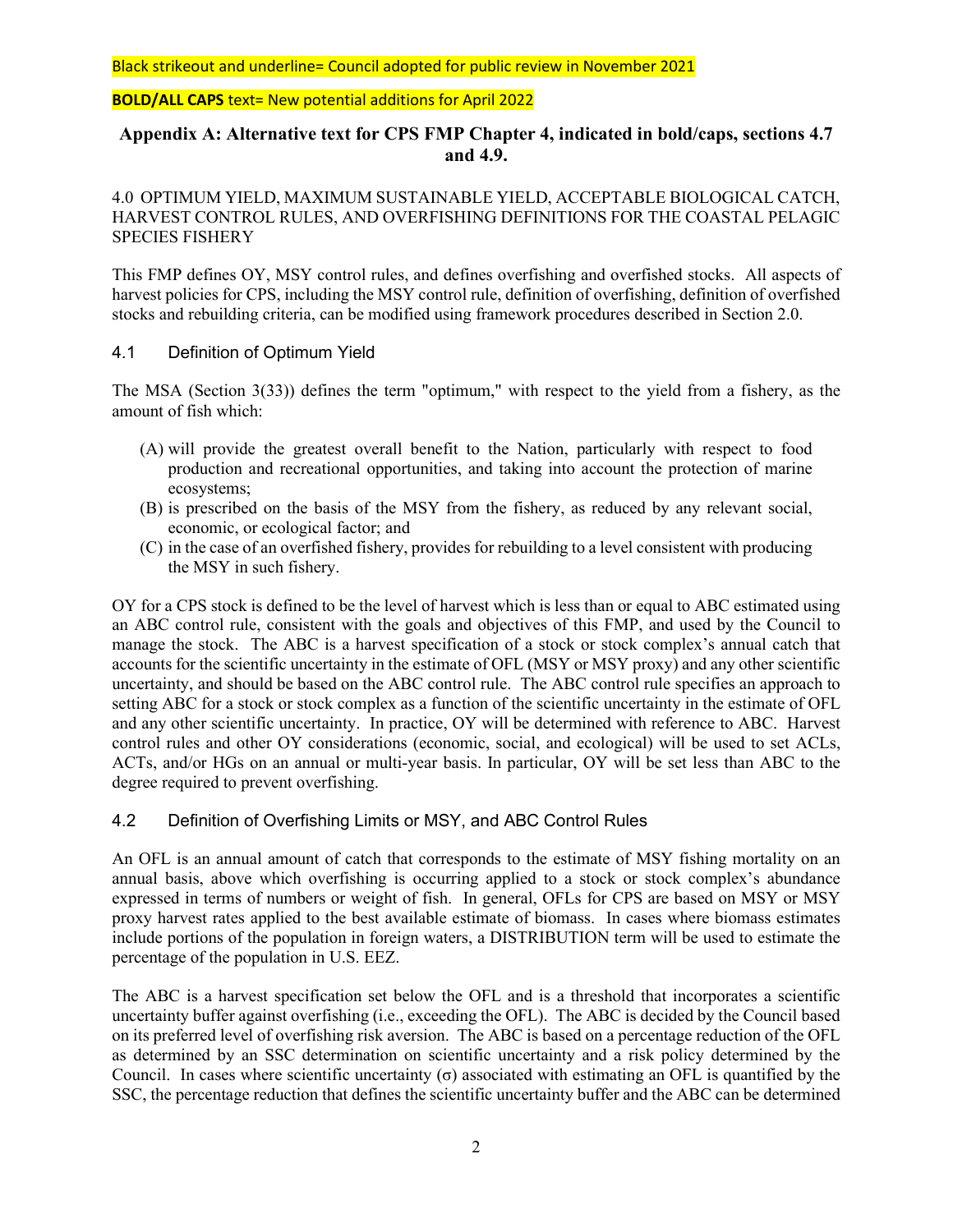Black strikeout and underline= Council adopted for public review in November 2021

**BOLD/ALL CAPS** text= New potential additions for April 2022

## Appendix A: Alternative text for CPS FMP Chapter 4, indicated in bold/caps, sections 4.7 and 4.9.

# 4.0 OPTIMUM YIELD, MAXIMUM SUSTAINABLE YIELD, ACCEPTABLE BIOLOGICAL CATCH, HARVEST CONTROL RULES, AND OVERFISHING DEFINITIONS FOR THE COASTAL PELAGIC SPECIES FISHERY

This FMP defines OY, MSY control rules, and defines overfishing and overfished stocks. All aspects of harvest policies for CPS, including the MSY control rule, definition of overfishing, definition of overfished stocks and rebuilding criteria, can be modified using framework procedures described in Section 2.0.

## 4.1 Definition of Optimum Yield

The MSA (Section 3(33)) defines the term "optimum," with respect to the yield from a fishery, as the amount of fish which:

(A) will provide the greatest overall benefit to the Nation, particularly with respect to food production and recreational opportunities, and taking into account the protection of marine ecosystems;
(B) is prescribed on the basis of the MSY from the fishery, as reduced by any relevant social, economic, or ecological factor; and
(C) in the case of an overfished fishery, provides for rebuilding to a level consistent with producing the MSY in such fishery.

OY for a CPS stock is defined to be the level of harvest which is less than or equal to ABC estimated using an ABC control rule, consistent with the goals and objectives of this FMP, and used by the Council to manage the stock. The ABC is a harvest specification of a stock or stock complex's annual catch that accounts for the scientific uncertainty in the estimate of OFL (MSY or MSY proxy) and any other scientific uncertainty, and should be based on the ABC control rule. The ABC control rule specifies an approach to setting ABC for a stock or stock complex as a function of the scientific uncertainty in the estimate of OFL and any other scientific uncertainty. In practice, OY will be determined with reference to ABC. Harvest control rules and other OY considerations (economic, social, and ecological) will be used to set ACLs, ACTs, and/or HGs on an annual or multi-year basis. In particular, OY will be set less than ABC to the degree required to prevent overfishing.

## 4.2 Definition of Overfishing Limits or MSY, and ABC Control Rules

An OFL is an annual amount of catch that corresponds to the estimate of MSY fishing mortality on an annual basis, above which overfishing is occurring applied to a stock or stock complex's abundance expressed in terms of numbers or weight of fish. In general, OFLs for CPS are based on MSY or MSY proxy harvest rates applied to the best available estimate of biomass. In cases where biomass estimates include portions of the population in foreign waters, a DISTRIBUTION term will be used to estimate the percentage of the population in U.S. EEZ.

The ABC is a harvest specification set below the OFL and is a threshold that incorporates a scientific uncertainty buffer against overfishing (i.e., exceeding the OFL). The ABC is decided by the Council based on its preferred level of overfishing risk aversion. The ABC is based on a percentage reduction of the OFL as determined by an SSC determination on scientific uncertainty and a risk policy determined by the Council. In cases where scientific uncertainty (σ) associated with estimating an OFL is quantified by the SSC, the percentage reduction that defines the scientific uncertainty buffer and the ABC can be determined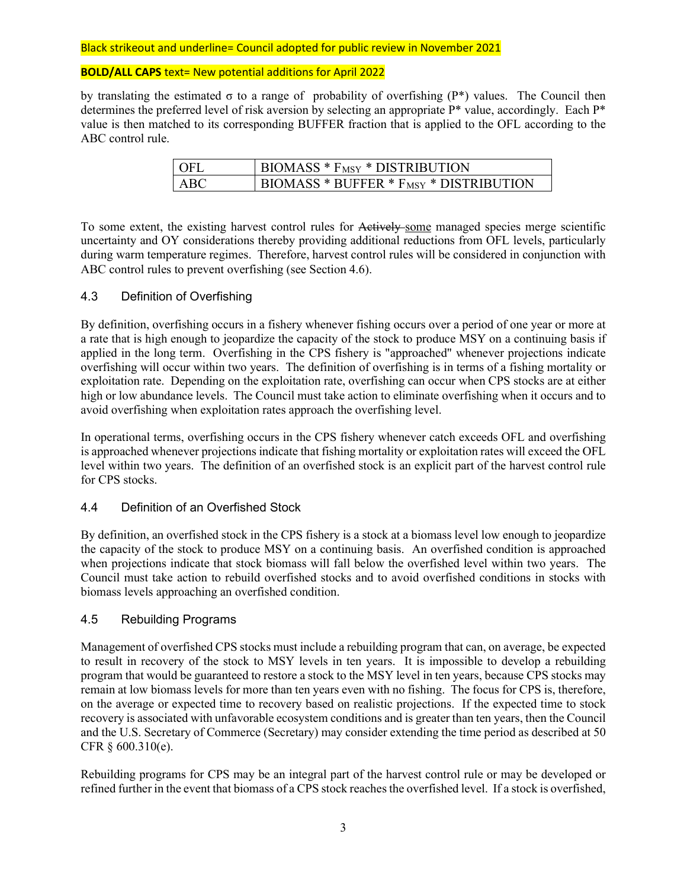Black strikeout and underline= Council adopted for public review in November 2021

**BOLD/ALL CAPS** text= New potential additions for April 2022

by translating the estimated σ to a range of probability of overfishing (P*) values. The Council then determines the preferred level of risk aversion by selecting an appropriate P* value, accordingly. Each P* value is then matched to its corresponding BUFFER fraction that is applied to the OFL according to the ABC control rule.

| | |
|---|---|
| OFL | BIOMASS * $F_{MSY}$ * DISTRIBUTION |
| ABC | BIOMASS * BUFFER * $F_{MSY}$ * DISTRIBUTION |

To some extent, the existing harvest control rules for ~~Actively~~ <u>some</u> managed species merge scientific uncertainty and OY considerations thereby providing additional reductions from OFL levels, particularly during warm temperature regimes. Therefore, harvest control rules will be considered in conjunction with ABC control rules to prevent overfishing (see Section 4.6).

### 4.3 Definition of Overfishing

By definition, overfishing occurs in a fishery whenever fishing occurs over a period of one year or more at a rate that is high enough to jeopardize the capacity of the stock to produce MSY on a continuing basis if applied in the long term. Overfishing in the CPS fishery is "approached" whenever projections indicate overfishing will occur within two years. The definition of overfishing is in terms of a fishing mortality or exploitation rate. Depending on the exploitation rate, overfishing can occur when CPS stocks are at either high or low abundance levels. The Council must take action to eliminate overfishing when it occurs and to avoid overfishing when exploitation rates approach the overfishing level.

In operational terms, overfishing occurs in the CPS fishery whenever catch exceeds OFL and overfishing is approached whenever projections indicate that fishing mortality or exploitation rates will exceed the OFL level within two years. The definition of an overfished stock is an explicit part of the harvest control rule for CPS stocks.

### 4.4 Definition of an Overfished Stock

By definition, an overfished stock in the CPS fishery is a stock at a biomass level low enough to jeopardize the capacity of the stock to produce MSY on a continuing basis. An overfished condition is approached when projections indicate that stock biomass will fall below the overfished level within two years. The Council must take action to rebuild overfished stocks and to avoid overfished conditions in stocks with biomass levels approaching an overfished condition.

### 4.5 Rebuilding Programs

Management of overfished CPS stocks must include a rebuilding program that can, on average, be expected to result in recovery of the stock to MSY levels in ten years. It is impossible to develop a rebuilding program that would be guaranteed to restore a stock to the MSY level in ten years, because CPS stocks may remain at low biomass levels for more than ten years even with no fishing. The focus for CPS is, therefore, on the average or expected time to recovery based on realistic projections. If the expected time to stock recovery is associated with unfavorable ecosystem conditions and is greater than ten years, then the Council and the U.S. Secretary of Commerce (Secretary) may consider extending the time period as described at 50 CFR § 600.310(e).

Rebuilding programs for CPS may be an integral part of the harvest control rule or may be developed or refined further in the event that biomass of a CPS stock reaches the overfished level. If a stock is overfished,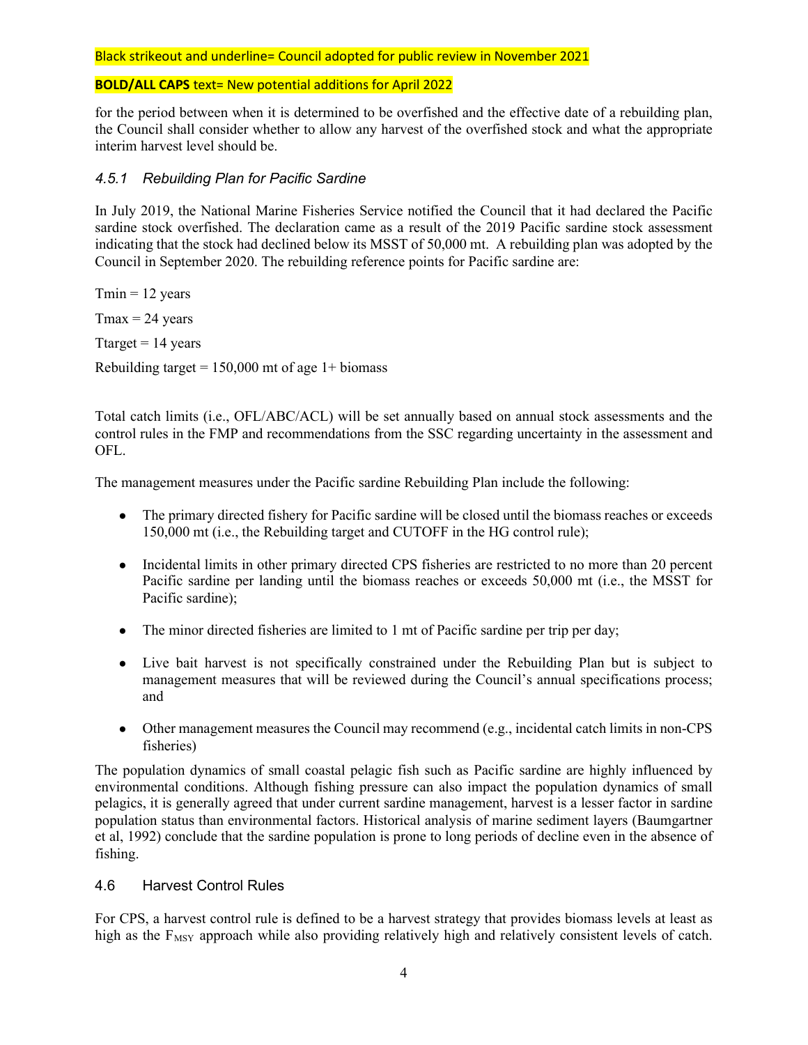Black strikeout and underline= Council adopted for public review in November 2021

**BOLD/ALL CAPS** text= New potential additions for April 2022

for the period between when it is determined to be overfished and the effective date of a rebuilding plan, the Council shall consider whether to allow any harvest of the overfished stock and what the appropriate interim harvest level should be.

### *4.5.1 Rebuilding Plan for Pacific Sardine*

In July 2019, the National Marine Fisheries Service notified the Council that it had declared the Pacific sardine stock overfished. The declaration came as a result of the 2019 Pacific sardine stock assessment indicating that the stock had declined below its MSST of 50,000 mt. A rebuilding plan was adopted by the Council in September 2020. The rebuilding reference points for Pacific sardine are:

Tmin = 12 years

Tmax = 24 years

Ttarget = 14 years

Rebuilding target = 150,000 mt of age 1+ biomass

Total catch limits (i.e., OFL/ABC/ACL) will be set annually based on annual stock assessments and the control rules in the FMP and recommendations from the SSC regarding uncertainty in the assessment and OFL.

The management measures under the Pacific sardine Rebuilding Plan include the following:

- The primary directed fishery for Pacific sardine will be closed until the biomass reaches or exceeds 150,000 mt (i.e., the Rebuilding target and CUTOFF in the HG control rule);
- Incidental limits in other primary directed CPS fisheries are restricted to no more than 20 percent Pacific sardine per landing until the biomass reaches or exceeds 50,000 mt (i.e., the MSST for Pacific sardine);
- The minor directed fisheries are limited to 1 mt of Pacific sardine per trip per day;
- Live bait harvest is not specifically constrained under the Rebuilding Plan but is subject to management measures that will be reviewed during the Council's annual specifications process; and
- Other management measures the Council may recommend (e.g., incidental catch limits in non-CPS fisheries)

The population dynamics of small coastal pelagic fish such as Pacific sardine are highly influenced by environmental conditions. Although fishing pressure can also impact the population dynamics of small pelagics, it is generally agreed that under current sardine management, harvest is a lesser factor in sardine population status than environmental factors. Historical analysis of marine sediment layers (Baumgartner et al, 1992) conclude that the sardine population is prone to long periods of decline even in the absence of fishing.

## 4.6 Harvest Control Rules

For CPS, a harvest control rule is defined to be a harvest strategy that provides biomass levels at least as high as the $F_{MSY}$ approach while also providing relatively high and relatively consistent levels of catch.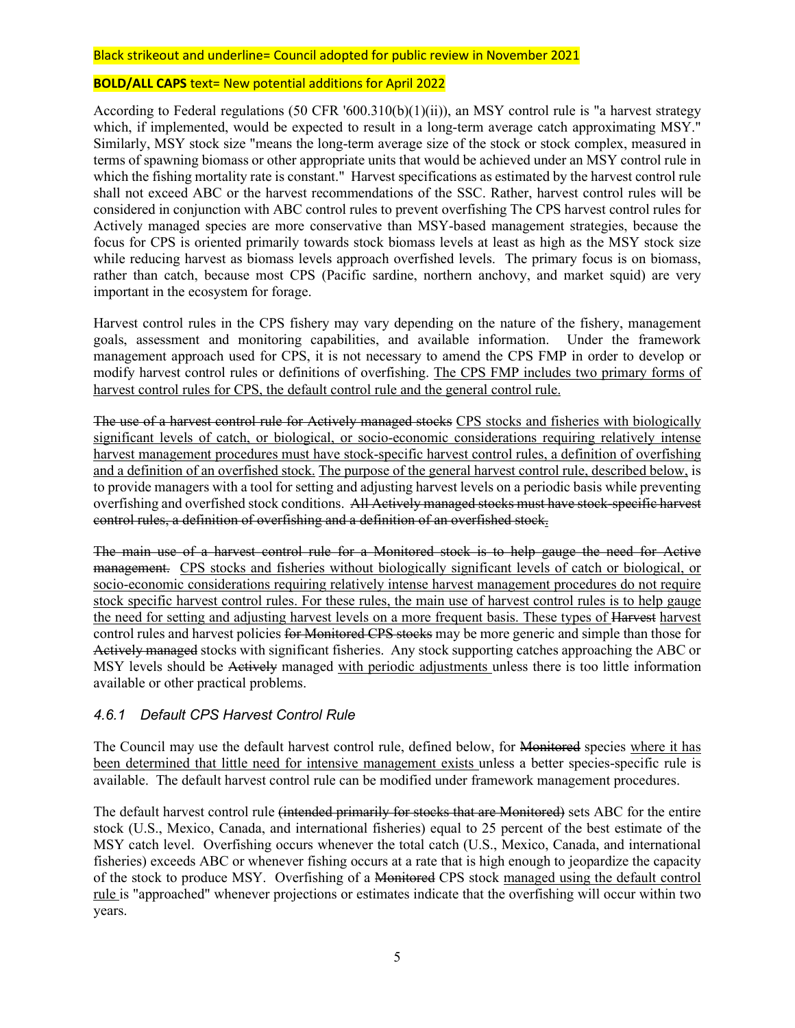Black strikeout and underline= Council adopted for public review in November 2021

**BOLD/ALL CAPS** text= New potential additions for April 2022

According to Federal regulations (50 CFR '600.310(b)(1)(ii)), an MSY control rule is "a harvest strategy which, if implemented, would be expected to result in a long-term average catch approximating MSY." Similarly, MSY stock size "means the long-term average size of the stock or stock complex, measured in terms of spawning biomass or other appropriate units that would be achieved under an MSY control rule in which the fishing mortality rate is constant." Harvest specifications as estimated by the harvest control rule shall not exceed ABC or the harvest recommendations of the SSC. Rather, harvest control rules will be considered in conjunction with ABC control rules to prevent overfishing The CPS harvest control rules for Actively managed species are more conservative than MSY-based management strategies, because the focus for CPS is oriented primarily towards stock biomass levels at least as high as the MSY stock size while reducing harvest as biomass levels approach overfished levels. The primary focus is on biomass, rather than catch, because most CPS (Pacific sardine, northern anchovy, and market squid) are very important in the ecosystem for forage.

Harvest control rules in the CPS fishery may vary depending on the nature of the fishery, management goals, assessment and monitoring capabilities, and available information. Under the framework management approach used for CPS, it is not necessary to amend the CPS FMP in order to develop or modify harvest control rules or definitions of overfishing. <u>The CPS FMP includes two primary forms of harvest control rules for CPS, the default control rule and the general control rule.</u>

~~The use of a harvest control rule for Actively managed stocks~~ <u>CPS stocks and fisheries with biologically significant levels of catch, or biological, or socio-economic considerations requiring relatively intense harvest management procedures must have stock-specific harvest control rules, a definition of overfishing and a definition of an overfished stock.</u> <u>The purpose of the general harvest control rule, described below,</u> is to provide managers with a tool for setting and adjusting harvest levels on a periodic basis while preventing overfishing and overfished stock conditions. ~~All Actively managed stocks must have stock-specific harvest control rules, a definition of overfishing and a definition of an overfished stock.~~

~~The main use of a harvest control rule for a Monitored stock is to help gauge the need for Active management.~~ <u>CPS stocks and fisheries without biologically significant levels of catch or biological, or socio-economic considerations requiring relatively intense harvest management procedures do not require stock specific harvest control rules. For these rules, the main use of harvest control rules is to help gauge the need for setting and adjusting harvest levels on a more frequent basis. These types of</u> ~~Harvest~~ <u>harvest</u> control rules and harvest policies ~~for Monitored CPS stocks~~ may be more generic and simple than those for ~~Actively managed~~ stocks with significant fisheries. Any stock supporting catches approaching the ABC or MSY levels should be ~~Actively~~ managed <u>with periodic adjustments</u> unless there is too little information available or other practical problems.

### *4.6.1 Default CPS Harvest Control Rule*

The Council may use the default harvest control rule, defined below, for ~~Monitored~~ species <u>where it has been determined that little need for intensive management exists</u> unless a better species-specific rule is available. The default harvest control rule can be modified under framework management procedures.

The default harvest control rule ~~(intended primarily for stocks that are Monitored)~~ sets ABC for the entire stock (U.S., Mexico, Canada, and international fisheries) equal to 25 percent of the best estimate of the MSY catch level. Overfishing occurs whenever the total catch (U.S., Mexico, Canada, and international fisheries) exceeds ABC or whenever fishing occurs at a rate that is high enough to jeopardize the capacity of the stock to produce MSY. Overfishing of a ~~Monitored~~ CPS stock <u>managed using the default control rule</u> is "approached" whenever projections or estimates indicate that the overfishing will occur within two years.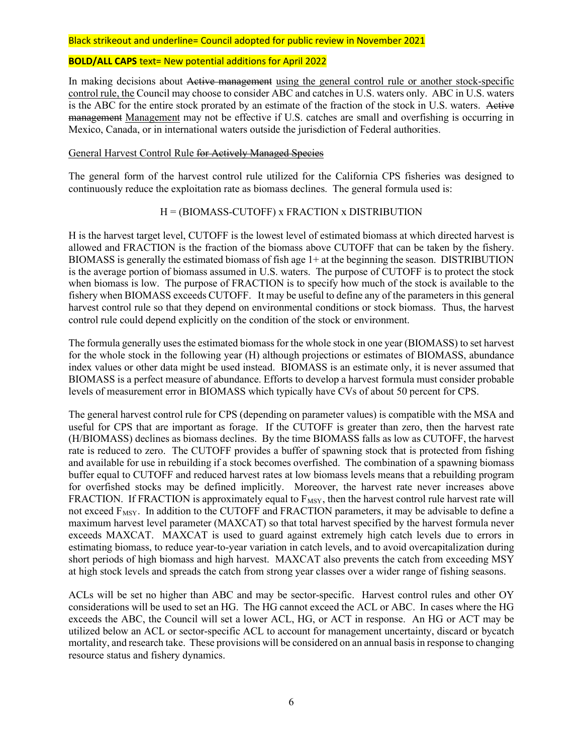Black strikeout and underline= Council adopted for public review in November 2021

**BOLD/ALL CAPS** text= New potential additions for April 2022

In making decisions about ~~Active management~~ <u>using the general control rule or another stock-specific control rule, the</u> Council may choose to consider ABC and catches in U.S. waters only. ABC in U.S. waters is the ABC for the entire stock prorated by an estimate of the fraction of the stock in U.S. waters. ~~Active management~~ <u>Management</u> may not be effective if U.S. catches are small and overfishing is occurring in Mexico, Canada, or in international waters outside the jurisdiction of Federal authorities.

<u>General Harvest Control Rule</u> <u>~~for Actively Managed Species~~</u>

The general form of the harvest control rule utilized for the California CPS fisheries was designed to continuously reduce the exploitation rate as biomass declines. The general formula used is:

H = (BIOMASS-CUTOFF) x FRACTION x DISTRIBUTION

H is the harvest target level, CUTOFF is the lowest level of estimated biomass at which directed harvest is allowed and FRACTION is the fraction of the biomass above CUTOFF that can be taken by the fishery. BIOMASS is generally the estimated biomass of fish age 1+ at the beginning the season. DISTRIBUTION is the average portion of biomass assumed in U.S. waters. The purpose of CUTOFF is to protect the stock when biomass is low. The purpose of FRACTION is to specify how much of the stock is available to the fishery when BIOMASS exceeds CUTOFF. It may be useful to define any of the parameters in this general harvest control rule so that they depend on environmental conditions or stock biomass. Thus, the harvest control rule could depend explicitly on the condition of the stock or environment.

The formula generally uses the estimated biomass for the whole stock in one year (BIOMASS) to set harvest for the whole stock in the following year (H) although projections or estimates of BIOMASS, abundance index values or other data might be used instead. BIOMASS is an estimate only, it is never assumed that BIOMASS is a perfect measure of abundance. Efforts to develop a harvest formula must consider probable levels of measurement error in BIOMASS which typically have CVs of about 50 percent for CPS.

The general harvest control rule for CPS (depending on parameter values) is compatible with the MSA and useful for CPS that are important as forage. If the CUTOFF is greater than zero, then the harvest rate (H/BIOMASS) declines as biomass declines. By the time BIOMASS falls as low as CUTOFF, the harvest rate is reduced to zero. The CUTOFF provides a buffer of spawning stock that is protected from fishing and available for use in rebuilding if a stock becomes overfished. The combination of a spawning biomass buffer equal to CUTOFF and reduced harvest rates at low biomass levels means that a rebuilding program for overfished stocks may be defined implicitly. Moreover, the harvest rate never increases above FRACTION. If FRACTION is approximately equal to $F_{MSY}$, then the harvest control rule harvest rate will not exceed $F_{MSY}$. In addition to the CUTOFF and FRACTION parameters, it may be advisable to define a maximum harvest level parameter (MAXCAT) so that total harvest specified by the harvest formula never exceeds MAXCAT. MAXCAT is used to guard against extremely high catch levels due to errors in estimating biomass, to reduce year-to-year variation in catch levels, and to avoid overcapitalization during short periods of high biomass and high harvest. MAXCAT also prevents the catch from exceeding MSY at high stock levels and spreads the catch from strong year classes over a wider range of fishing seasons.

ACLs will be set no higher than ABC and may be sector-specific. Harvest control rules and other OY considerations will be used to set an HG. The HG cannot exceed the ACL or ABC. In cases where the HG exceeds the ABC, the Council will set a lower ACL, HG, or ACT in response. An HG or ACT may be utilized below an ACL or sector-specific ACL to account for management uncertainty, discard or bycatch mortality, and research take. These provisions will be considered on an annual basis in response to changing resource status and fishery dynamics.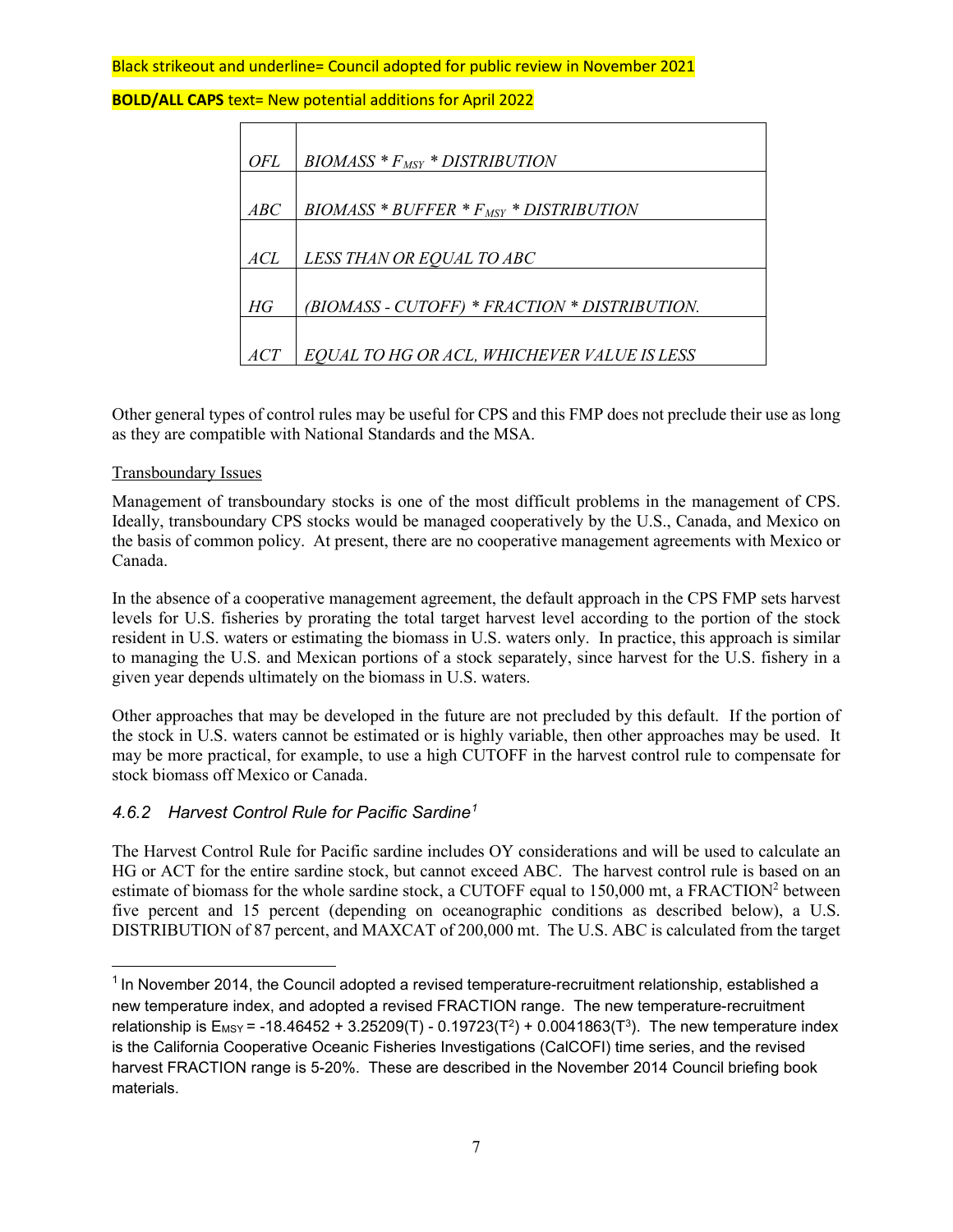Black strikeout and underline= Council adopted for public review in November 2021

**BOLD/ALL CAPS** text= New potential additions for April 2022

| | |
|---|---|
| *OFL* | *BIOMASS * $F_{MSY}$ * DISTRIBUTION* |
| *ABC* | *BIOMASS * BUFFER * $F_{MSY}$ * DISTRIBUTION* |
| *ACL* | *LESS THAN OR EQUAL TO ABC* |
| *HG* | *(BIOMASS - CUTOFF) * FRACTION * DISTRIBUTION.* |
| *ACT* | *EQUAL TO HG OR ACL, WHICHEVER VALUE IS LESS* |

Other general types of control rules may be useful for CPS and this FMP does not preclude their use as long as they are compatible with National Standards and the MSA.

Transboundary Issues

Management of transboundary stocks is one of the most difficult problems in the management of CPS. Ideally, transboundary CPS stocks would be managed cooperatively by the U.S., Canada, and Mexico on the basis of common policy. At present, there are no cooperative management agreements with Mexico or Canada.

In the absence of a cooperative management agreement, the default approach in the CPS FMP sets harvest levels for U.S. fisheries by prorating the total target harvest level according to the portion of the stock resident in U.S. waters or estimating the biomass in U.S. waters only. In practice, this approach is similar to managing the U.S. and Mexican portions of a stock separately, since harvest for the U.S. fishery in a given year depends ultimately on the biomass in U.S. waters.

Other approaches that may be developed in the future are not precluded by this default. If the portion of the stock in U.S. waters cannot be estimated or is highly variable, then other approaches may be used. It may be more practical, for example, to use a high CUTOFF in the harvest control rule to compensate for stock biomass off Mexico or Canada.

### *4.6.2 Harvest Control Rule for Pacific Sardine[1]*

The Harvest Control Rule for Pacific sardine includes OY considerations and will be used to calculate an HG or ACT for the entire sardine stock, but cannot exceed ABC. The harvest control rule is based on an estimate of biomass for the whole sardine stock, a CUTOFF equal to 150,000 mt, a FRACTION[2] between five percent and 15 percent (depending on oceanographic conditions as described below), a U.S. DISTRIBUTION of 87 percent, and MAXCAT of 200,000 mt. The U.S. ABC is calculated from the target

---

[1] In November 2014, the Council adopted a revised temperature-recruitment relationship, established a new temperature index, and adopted a revised FRACTION range. The new temperature-recruitment relationship is $E_{MSY} = -18.46452 + 3.25209(T) - 0.19723(T^2) + 0.0041863(T^3)$. The new temperature index is the California Cooperative Oceanic Fisheries Investigations (CalCOFI) time series, and the revised harvest FRACTION range is 5-20%. These are described in the November 2014 Council briefing book materials.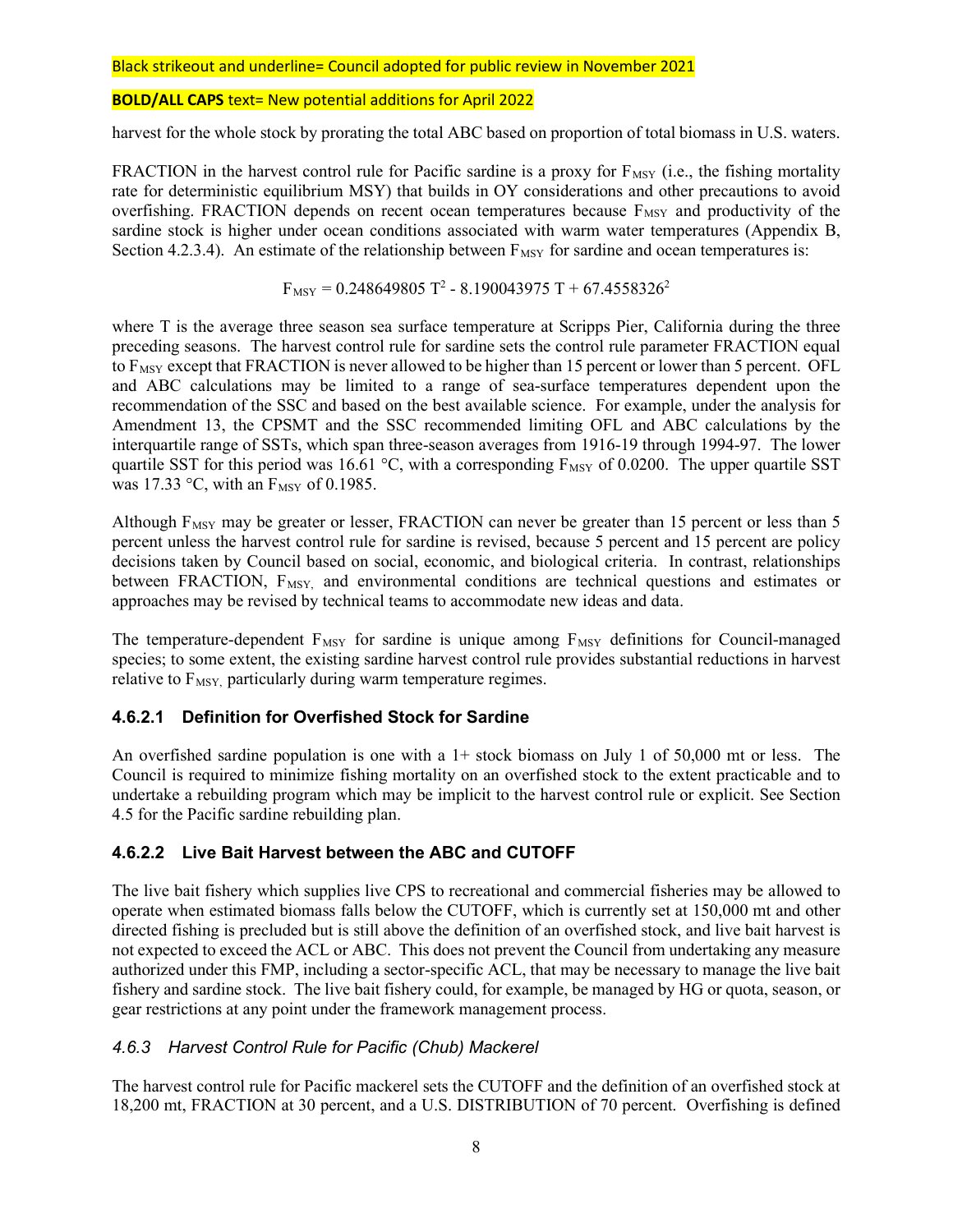Black strikeout and underline= Council adopted for public review in November 2021

**BOLD/ALL CAPS** text= New potential additions for April 2022

harvest for the whole stock by prorating the total ABC based on proportion of total biomass in U.S. waters.

FRACTION in the harvest control rule for Pacific sardine is a proxy for $F_{MSY}$ (i.e., the fishing mortality rate for deterministic equilibrium MSY) that builds in OY considerations and other precautions to avoid overfishing. FRACTION depends on recent ocean temperatures because $F_{MSY}$ and productivity of the sardine stock is higher under ocean conditions associated with warm water temperatures (Appendix B, Section 4.2.3.4). An estimate of the relationship between $F_{MSY}$ for sardine and ocean temperatures is:

$$F_{MSY} = 0.248649805\ T^2 - 8.190043975\ T + 67.4558326^2$$

where T is the average three season sea surface temperature at Scripps Pier, California during the three preceding seasons. The harvest control rule for sardine sets the control rule parameter FRACTION equal to $F_{MSY}$ except that FRACTION is never allowed to be higher than 15 percent or lower than 5 percent. OFL and ABC calculations may be limited to a range of sea-surface temperatures dependent upon the recommendation of the SSC and based on the best available science. For example, under the analysis for Amendment 13, the CPSMT and the SSC recommended limiting OFL and ABC calculations by the interquartile range of SSTs, which span three-season averages from 1916-19 through 1994-97. The lower quartile SST for this period was 16.61 °C, with a corresponding $F_{MSY}$ of 0.0200. The upper quartile SST was 17.33 °C, with an $F_{MSY}$ of 0.1985.

Although $F_{MSY}$ may be greater or lesser, FRACTION can never be greater than 15 percent or less than 5 percent unless the harvest control rule for sardine is revised, because 5 percent and 15 percent are policy decisions taken by Council based on social, economic, and biological criteria. In contrast, relationships between FRACTION, $F_{MSY,}$ and environmental conditions are technical questions and estimates or approaches may be revised by technical teams to accommodate new ideas and data.

The temperature-dependent $F_{MSY}$ for sardine is unique among $F_{MSY}$ definitions for Council-managed species; to some extent, the existing sardine harvest control rule provides substantial reductions in harvest relative to $F_{MSY,}$ particularly during warm temperature regimes.

#### 4.6.2.1 Definition for Overfished Stock for Sardine

An overfished sardine population is one with a 1+ stock biomass on July 1 of 50,000 mt or less. The Council is required to minimize fishing mortality on an overfished stock to the extent practicable and to undertake a rebuilding program which may be implicit to the harvest control rule or explicit. See Section 4.5 for the Pacific sardine rebuilding plan.

#### 4.6.2.2 Live Bait Harvest between the ABC and CUTOFF

The live bait fishery which supplies live CPS to recreational and commercial fisheries may be allowed to operate when estimated biomass falls below the CUTOFF, which is currently set at 150,000 mt and other directed fishing is precluded but is still above the definition of an overfished stock, and live bait harvest is not expected to exceed the ACL or ABC. This does not prevent the Council from undertaking any measure authorized under this FMP, including a sector-specific ACL, that may be necessary to manage the live bait fishery and sardine stock. The live bait fishery could, for example, be managed by HG or quota, season, or gear restrictions at any point under the framework management process.

### *4.6.3 Harvest Control Rule for Pacific (Chub) Mackerel*

The harvest control rule for Pacific mackerel sets the CUTOFF and the definition of an overfished stock at 18,200 mt, FRACTION at 30 percent, and a U.S. DISTRIBUTION of 70 percent. Overfishing is defined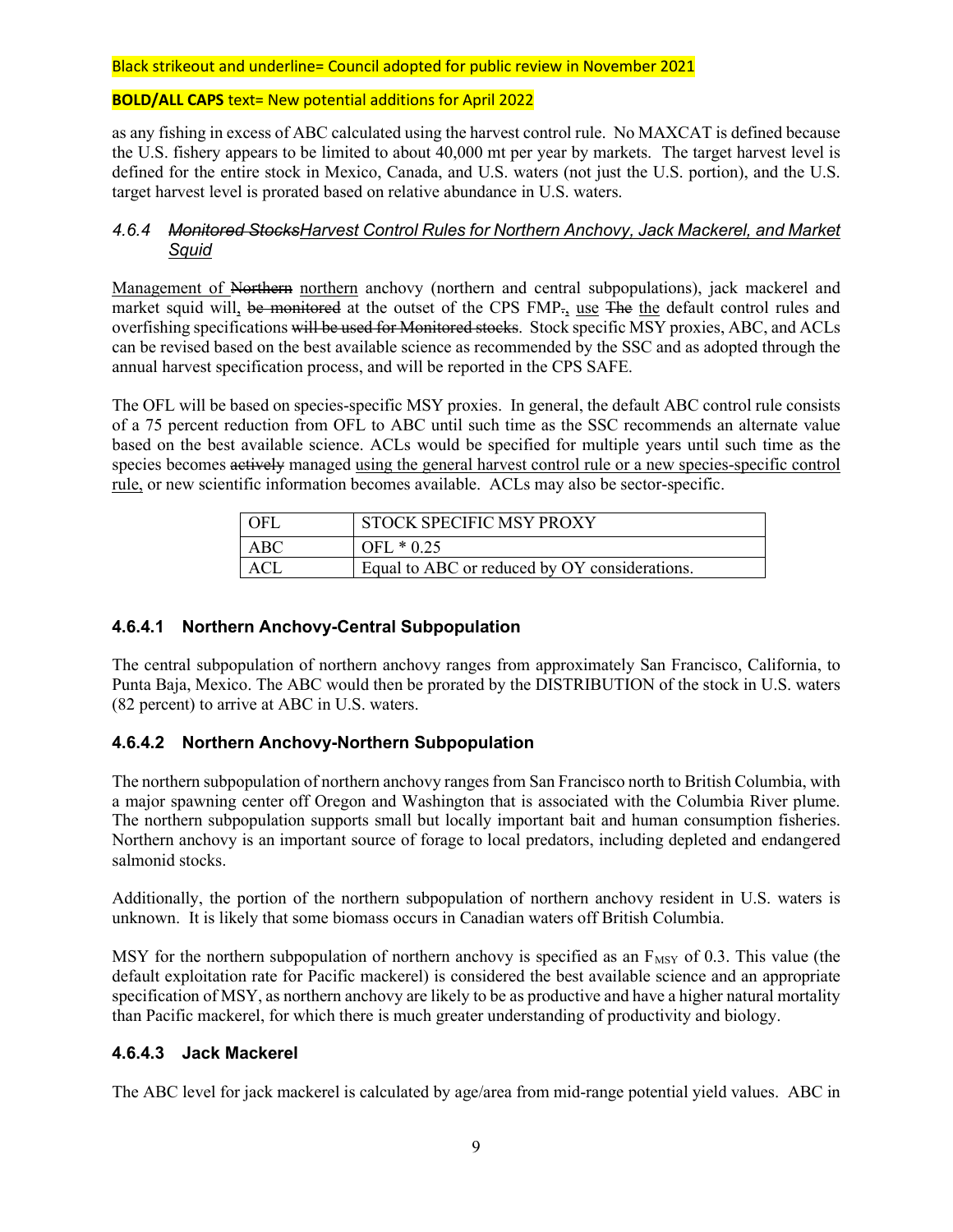as any fishing in excess of ABC calculated using the harvest control rule. No MAXCAT is defined because the U.S. fishery appears to be limited to about 40,000 mt per year by markets. The target harvest level is defined for the entire stock in Mexico, Canada, and U.S. waters (not just the U.S. portion), and the U.S. target harvest level is prorated based on relative abundance in U.S. waters.

### *4.6.4 ~~Monitored Stocks~~<u>Harvest Control Rules for Northern Anchovy, Jack Mackerel, and Market Squid</u>*

<u>Management of</u> ~~Northern~~ <u>northern</u> anchovy (northern and central subpopulations), jack mackerel and market squid will<u>,</u> ~~be monitored~~ at the outset of the CPS FMP~~.~~<u>,</u> <u>use</u> ~~The~~ <u>the</u> default control rules and overfishing specifications ~~will be used for Monitored stocks~~. Stock specific MSY proxies, ABC, and ACLs can be revised based on the best available science as recommended by the SSC and as adopted through the annual harvest specification process, and will be reported in the CPS SAFE.

The OFL will be based on species-specific MSY proxies. In general, the default ABC control rule consists of a 75 percent reduction from OFL to ABC until such time as the SSC recommends an alternate value based on the best available science. ACLs would be specified for multiple years until such time as the species becomes ~~actively~~ managed <u>using the general harvest control rule or a new species-specific control rule,</u> or new scientific information becomes available. ACLs may also be sector-specific.

| OFL | STOCK SPECIFIC MSY PROXY |
| --- | --- |
| ABC | OFL * 0.25 |
| ACL | Equal to ABC or reduced by OY considerations. |

#### 4.6.4.1 Northern Anchovy-Central Subpopulation

The central subpopulation of northern anchovy ranges from approximately San Francisco, California, to Punta Baja, Mexico. The ABC would then be prorated by the DISTRIBUTION of the stock in U.S. waters (82 percent) to arrive at ABC in U.S. waters.

#### 4.6.4.2 Northern Anchovy-Northern Subpopulation

The northern subpopulation of northern anchovy ranges from San Francisco north to British Columbia, with a major spawning center off Oregon and Washington that is associated with the Columbia River plume. The northern subpopulation supports small but locally important bait and human consumption fisheries. Northern anchovy is an important source of forage to local predators, including depleted and endangered salmonid stocks.

Additionally, the portion of the northern subpopulation of northern anchovy resident in U.S. waters is unknown. It is likely that some biomass occurs in Canadian waters off British Columbia.

MSY for the northern subpopulation of northern anchovy is specified as an $F_{MSY}$ of 0.3. This value (the default exploitation rate for Pacific mackerel) is considered the best available science and an appropriate specification of MSY, as northern anchovy are likely to be as productive and have a higher natural mortality than Pacific mackerel, for which there is much greater understanding of productivity and biology.

#### 4.6.4.3 Jack Mackerel

The ABC level for jack mackerel is calculated by age/area from mid-range potential yield values. ABC in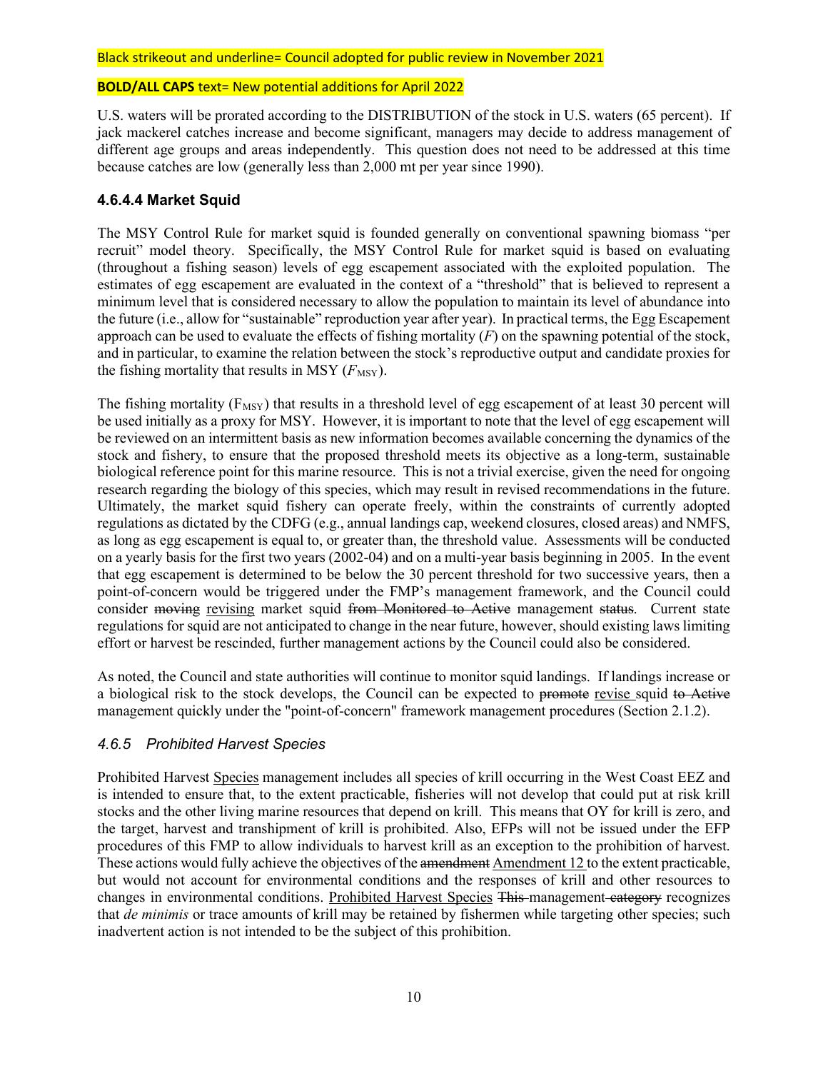Black strikeout and underline= Council adopted for public review in November 2021

**BOLD/ALL CAPS** text= New potential additions for April 2022

U.S. waters will be prorated according to the DISTRIBUTION of the stock in U.S. waters (65 percent). If jack mackerel catches increase and become significant, managers may decide to address management of different age groups and areas independently. This question does not need to be addressed at this time because catches are low (generally less than 2,000 mt per year since 1990).

### 4.6.4.4 Market Squid

The MSY Control Rule for market squid is founded generally on conventional spawning biomass "per recruit" model theory. Specifically, the MSY Control Rule for market squid is based on evaluating (throughout a fishing season) levels of egg escapement associated with the exploited population. The estimates of egg escapement are evaluated in the context of a "threshold" that is believed to represent a minimum level that is considered necessary to allow the population to maintain its level of abundance into the future (i.e., allow for "sustainable" reproduction year after year). In practical terms, the Egg Escapement approach can be used to evaluate the effects of fishing mortality ($F$) on the spawning potential of the stock, and in particular, to examine the relation between the stock's reproductive output and candidate proxies for the fishing mortality that results in MSY ($F_{MSY}$).

The fishing mortality ($F_{MSY}$) that results in a threshold level of egg escapement of at least 30 percent will be used initially as a proxy for MSY. However, it is important to note that the level of egg escapement will be reviewed on an intermittent basis as new information becomes available concerning the dynamics of the stock and fishery, to ensure that the proposed threshold meets its objective as a long-term, sustainable biological reference point for this marine resource. This is not a trivial exercise, given the need for ongoing research regarding the biology of this species, which may result in revised recommendations in the future. Ultimately, the market squid fishery can operate freely, within the constraints of currently adopted regulations as dictated by the CDFG (e.g., annual landings cap, weekend closures, closed areas) and NMFS, as long as egg escapement is equal to, or greater than, the threshold value. Assessments will be conducted on a yearly basis for the first two years (2002-04) and on a multi-year basis beginning in 2005. In the event that egg escapement is determined to be below the 30 percent threshold for two successive years, then a point-of-concern would be triggered under the FMP's management framework, and the Council could consider ~~moving~~ <u>revising</u> market squid ~~from Monitored to Active~~ management ~~status~~. Current state regulations for squid are not anticipated to change in the near future, however, should existing laws limiting effort or harvest be rescinded, further management actions by the Council could also be considered.

As noted, the Council and state authorities will continue to monitor squid landings. If landings increase or a biological risk to the stock develops, the Council can be expected to ~~promote~~ <u>revise</u> squid ~~to Active~~ management quickly under the "point-of-concern" framework management procedures (Section 2.1.2).

### *4.6.5 Prohibited Harvest Species*

Prohibited Harvest <u>Species</u> management includes all species of krill occurring in the West Coast EEZ and is intended to ensure that, to the extent practicable, fisheries will not develop that could put at risk krill stocks and the other living marine resources that depend on krill. This means that OY for krill is zero, and the target, harvest and transhipment of krill is prohibited. Also, EFPs will not be issued under the EFP procedures of this FMP to allow individuals to harvest krill as an exception to the prohibition of harvest. These actions would fully achieve the objectives of the ~~amendment~~ <u>Amendment 12</u> to the extent practicable, but would not account for environmental conditions and the responses of krill and other resources to changes in environmental conditions. <u>Prohibited Harvest Species</u> ~~This~~ management ~~category~~ recognizes that *de minimis* or trace amounts of krill may be retained by fishermen while targeting other species; such inadvertent action is not intended to be the subject of this prohibition.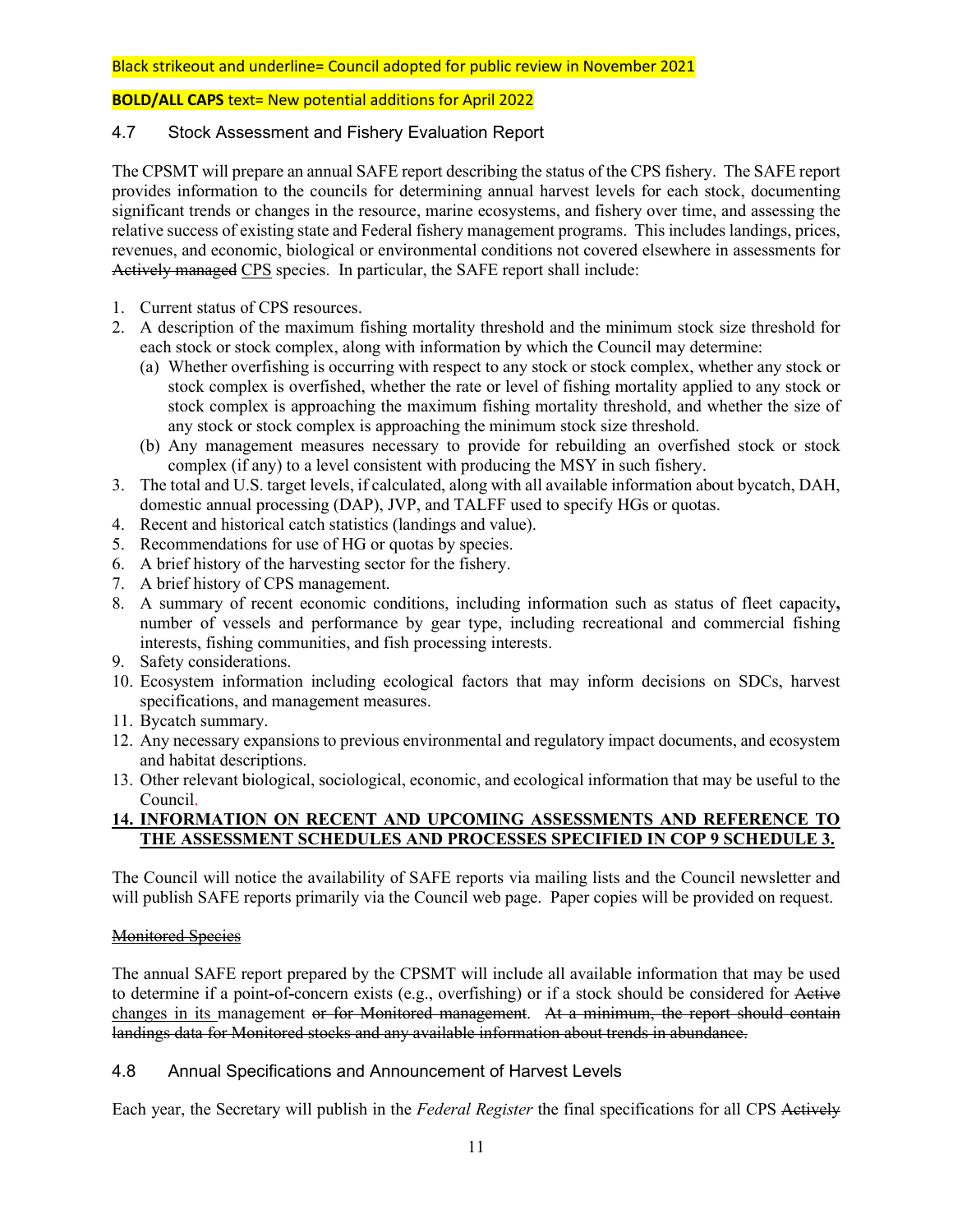Black strikeout and underline= Council adopted for public review in November 2021

**BOLD/ALL CAPS** text= New potential additions for April 2022

### 4.7 Stock Assessment and Fishery Evaluation Report

The CPSMT will prepare an annual SAFE report describing the status of the CPS fishery. The SAFE report provides information to the councils for determining annual harvest levels for each stock, documenting significant trends or changes in the resource, marine ecosystems, and fishery over time, and assessing the relative success of existing state and Federal fishery management programs. This includes landings, prices, revenues, and economic, biological or environmental conditions not covered elsewhere in assessments for ~~Actively managed~~ <u>CPS</u> species. In particular, the SAFE report shall include:

1. Current status of CPS resources.
2. A description of the maximum fishing mortality threshold and the minimum stock size threshold for each stock or stock complex, along with information by which the Council may determine:
   (a) Whether overfishing is occurring with respect to any stock or stock complex, whether any stock or stock complex is overfished, whether the rate or level of fishing mortality applied to any stock or stock complex is approaching the maximum fishing mortality threshold, and whether the size of any stock or stock complex is approaching the minimum stock size threshold.
   (b) Any management measures necessary to provide for rebuilding an overfished stock or stock complex (if any) to a level consistent with producing the MSY in such fishery.
3. The total and U.S. target levels, if calculated, along with all available information about bycatch, DAH, domestic annual processing (DAP), JVP, and TALFF used to specify HGs or quotas.
4. Recent and historical catch statistics (landings and value).
5. Recommendations for use of HG or quotas by species.
6. A brief history of the harvesting sector for the fishery.
7. A brief history of CPS management.
8. A summary of recent economic conditions, including information such as status of fleet capacity, number of vessels and performance by gear type, including recreational and commercial fishing interests, fishing communities, and fish processing interests.
9. Safety considerations.
10. Ecosystem information including ecological factors that may inform decisions on SDCs, harvest specifications, and management measures.
11. Bycatch summary.
12. Any necessary expansions to previous environmental and regulatory impact documents, and ecosystem and habitat descriptions.
13. Other relevant biological, sociological, economic, and ecological information that may be useful to the Council.
14. **<u>INFORMATION ON RECENT AND UPCOMING ASSESSMENTS AND REFERENCE TO THE ASSESSMENT SCHEDULES AND PROCESSES SPECIFIED IN COP 9 SCHEDULE 3.</u>**

The Council will notice the availability of SAFE reports via mailing lists and the Council newsletter and will publish SAFE reports primarily via the Council web page. Paper copies will be provided on request.

~~Monitored Species~~

The annual SAFE report prepared by the CPSMT will include all available information that may be used to determine if a point-of-concern exists (e.g., overfishing) or if a stock should be considered for ~~Active~~ <u>changes in its</u> management ~~or for Monitored management~~. ~~At a minimum, the report should contain landings data for Monitored stocks and any available information about trends in abundance.~~

### 4.8 Annual Specifications and Announcement of Harvest Levels

Each year, the Secretary will publish in the *Federal Register* the final specifications for all CPS ~~Actively~~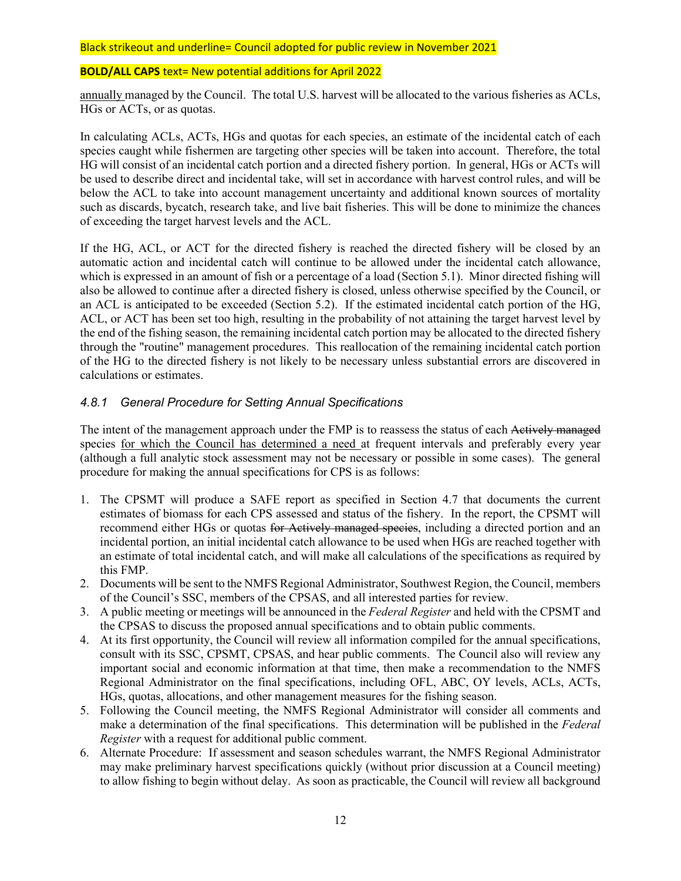<u>annually</u> managed by the Council. The total U.S. harvest will be allocated to the various fisheries as ACLs, HGs or ACTs, or as quotas.

In calculating ACLs, ACTs, HGs and quotas for each species, an estimate of the incidental catch of each species caught while fishermen are targeting other species will be taken into account. Therefore, the total HG will consist of an incidental catch portion and a directed fishery portion. In general, HGs or ACTs will be used to describe direct and incidental take, will set in accordance with harvest control rules, and will be below the ACL to take into account management uncertainty and additional known sources of mortality such as discards, bycatch, research take, and live bait fisheries. This will be done to minimize the chances of exceeding the target harvest levels and the ACL.

If the HG, ACL, or ACT for the directed fishery is reached the directed fishery will be closed by an automatic action and incidental catch will continue to be allowed under the incidental catch allowance, which is expressed in an amount of fish or a percentage of a load (Section 5.1). Minor directed fishing will also be allowed to continue after a directed fishery is closed, unless otherwise specified by the Council, or an ACL is anticipated to be exceeded (Section 5.2). If the estimated incidental catch portion of the HG, ACL, or ACT has been set too high, resulting in the probability of not attaining the target harvest level by the end of the fishing season, the remaining incidental catch portion may be allocated to the directed fishery through the "routine" management procedures. This reallocation of the remaining incidental catch portion of the HG to the directed fishery is not likely to be necessary unless substantial errors are discovered in calculations or estimates.

### *4.8.1 General Procedure for Setting Annual Specifications*

The intent of the management approach under the FMP is to reassess the status of each ~~Actively managed~~ species <u>for which the Council has determined a need</u> at frequent intervals and preferably every year (although a full analytic stock assessment may not be necessary or possible in some cases). The general procedure for making the annual specifications for CPS is as follows:

1. The CPSMT will produce a SAFE report as specified in Section 4.7 that documents the current estimates of biomass for each CPS assessed and status of the fishery. In the report, the CPSMT will recommend either HGs or quotas ~~for Actively managed species~~, including a directed portion and an incidental portion, an initial incidental catch allowance to be used when HGs are reached together with an estimate of total incidental catch, and will make all calculations of the specifications as required by this FMP.
2. Documents will be sent to the NMFS Regional Administrator, Southwest Region, the Council, members of the Council's SSC, members of the CPSAS, and all interested parties for review.
3. A public meeting or meetings will be announced in the *Federal Register* and held with the CPSMT and the CPSAS to discuss the proposed annual specifications and to obtain public comments.
4. At its first opportunity, the Council will review all information compiled for the annual specifications, consult with its SSC, CPSMT, CPSAS, and hear public comments. The Council also will review any important social and economic information at that time, then make a recommendation to the NMFS Regional Administrator on the final specifications, including OFL, ABC, OY levels, ACLs, ACTs, HGs, quotas, allocations, and other management measures for the fishing season.
5. Following the Council meeting, the NMFS Regional Administrator will consider all comments and make a determination of the final specifications. This determination will be published in the *Federal Register* with a request for additional public comment.
6. Alternate Procedure: If assessment and season schedules warrant, the NMFS Regional Administrator may make preliminary harvest specifications quickly (without prior discussion at a Council meeting) to allow fishing to begin without delay. As soon as practicable, the Council will review all background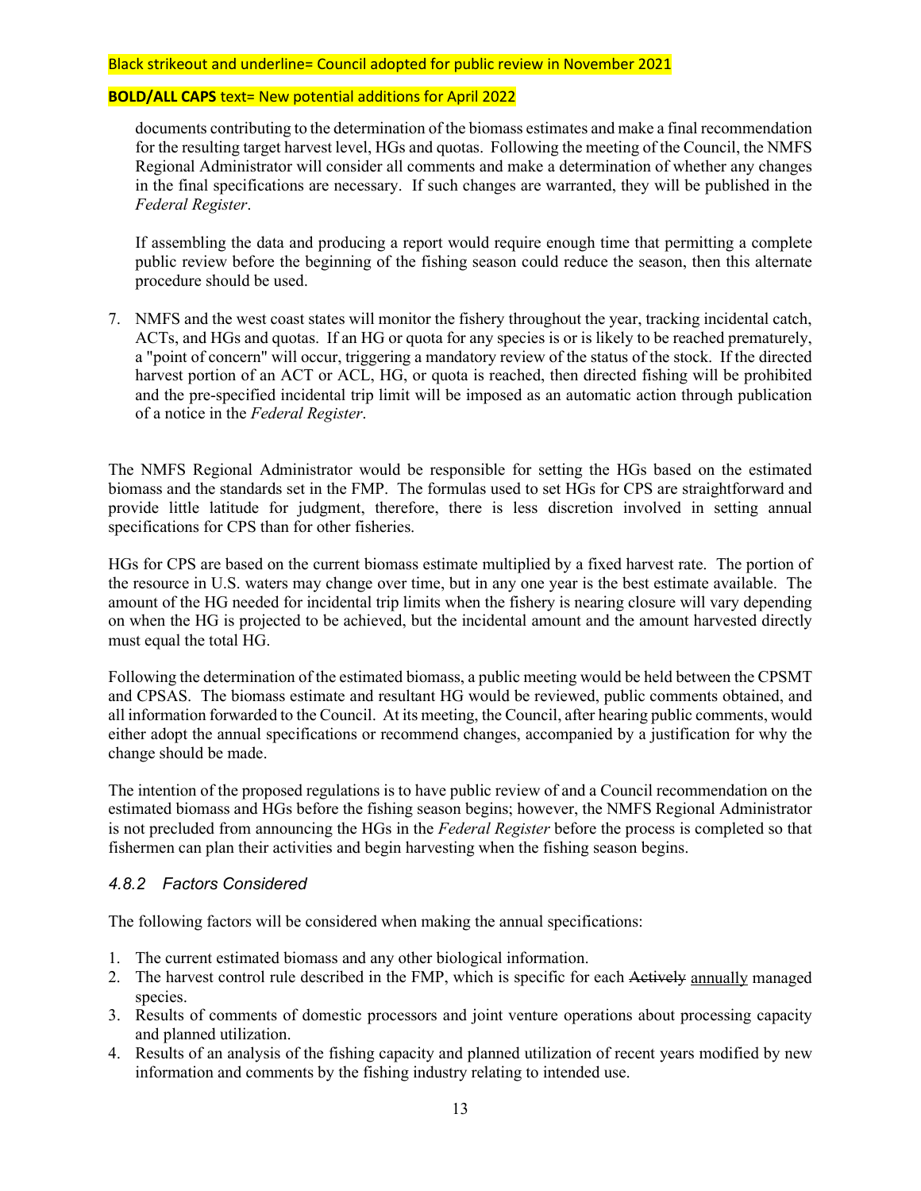Black strikeout and underline= Council adopted for public review in November 2021

**BOLD/ALL CAPS** text= New potential additions for April 2022

documents contributing to the determination of the biomass estimates and make a final recommendation for the resulting target harvest level, HGs and quotas. Following the meeting of the Council, the NMFS Regional Administrator will consider all comments and make a determination of whether any changes in the final specifications are necessary. If such changes are warranted, they will be published in the *Federal Register*.

If assembling the data and producing a report would require enough time that permitting a complete public review before the beginning of the fishing season could reduce the season, then this alternate procedure should be used.

7. NMFS and the west coast states will monitor the fishery throughout the year, tracking incidental catch, ACTs, and HGs and quotas. If an HG or quota for any species is or is likely to be reached prematurely, a "point of concern" will occur, triggering a mandatory review of the status of the stock. If the directed harvest portion of an ACT or ACL, HG, or quota is reached, then directed fishing will be prohibited and the pre-specified incidental trip limit will be imposed as an automatic action through publication of a notice in the *Federal Register*.

The NMFS Regional Administrator would be responsible for setting the HGs based on the estimated biomass and the standards set in the FMP. The formulas used to set HGs for CPS are straightforward and provide little latitude for judgment, therefore, there is less discretion involved in setting annual specifications for CPS than for other fisheries.

HGs for CPS are based on the current biomass estimate multiplied by a fixed harvest rate. The portion of the resource in U.S. waters may change over time, but in any one year is the best estimate available. The amount of the HG needed for incidental trip limits when the fishery is nearing closure will vary depending on when the HG is projected to be achieved, but the incidental amount and the amount harvested directly must equal the total HG.

Following the determination of the estimated biomass, a public meeting would be held between the CPSMT and CPSAS. The biomass estimate and resultant HG would be reviewed, public comments obtained, and all information forwarded to the Council. At its meeting, the Council, after hearing public comments, would either adopt the annual specifications or recommend changes, accompanied by a justification for why the change should be made.

The intention of the proposed regulations is to have public review of and a Council recommendation on the estimated biomass and HGs before the fishing season begins; however, the NMFS Regional Administrator is not precluded from announcing the HGs in the *Federal Register* before the process is completed so that fishermen can plan their activities and begin harvesting when the fishing season begins.

### *4.8.2 Factors Considered*

The following factors will be considered when making the annual specifications:

1. The current estimated biomass and any other biological information.
2. The harvest control rule described in the FMP, which is specific for each ~~Actively~~ <u>annually</u> managed species.
3. Results of comments of domestic processors and joint venture operations about processing capacity and planned utilization.
4. Results of an analysis of the fishing capacity and planned utilization of recent years modified by new information and comments by the fishing industry relating to intended use.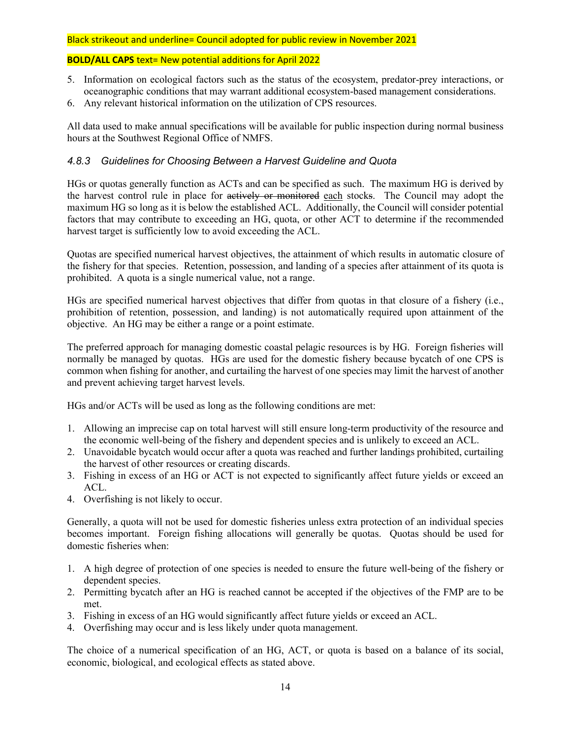Black strikeout and underline= Council adopted for public review in November 2021

**BOLD/ALL CAPS** text= New potential additions for April 2022

5. Information on ecological factors such as the status of the ecosystem, predator-prey interactions, or oceanographic conditions that may warrant additional ecosystem-based management considerations.
6. Any relevant historical information on the utilization of CPS resources.

All data used to make annual specifications will be available for public inspection during normal business hours at the Southwest Regional Office of NMFS.

### *4.8.3 Guidelines for Choosing Between a Harvest Guideline and Quota*

HGs or quotas generally function as ACTs and can be specified as such. The maximum HG is derived by the harvest control rule in place for ~~actively or monitored~~ <u>each</u> stocks. The Council may adopt the maximum HG so long as it is below the established ACL. Additionally, the Council will consider potential factors that may contribute to exceeding an HG, quota, or other ACT to determine if the recommended harvest target is sufficiently low to avoid exceeding the ACL.

Quotas are specified numerical harvest objectives, the attainment of which results in automatic closure of the fishery for that species. Retention, possession, and landing of a species after attainment of its quota is prohibited. A quota is a single numerical value, not a range.

HGs are specified numerical harvest objectives that differ from quotas in that closure of a fishery (i.e., prohibition of retention, possession, and landing) is not automatically required upon attainment of the objective. An HG may be either a range or a point estimate.

The preferred approach for managing domestic coastal pelagic resources is by HG. Foreign fisheries will normally be managed by quotas. HGs are used for the domestic fishery because bycatch of one CPS is common when fishing for another, and curtailing the harvest of one species may limit the harvest of another and prevent achieving target harvest levels.

HGs and/or ACTs will be used as long as the following conditions are met:

1. Allowing an imprecise cap on total harvest will still ensure long-term productivity of the resource and the economic well-being of the fishery and dependent species and is unlikely to exceed an ACL.
2. Unavoidable bycatch would occur after a quota was reached and further landings prohibited, curtailing the harvest of other resources or creating discards.
3. Fishing in excess of an HG or ACT is not expected to significantly affect future yields or exceed an ACL.
4. Overfishing is not likely to occur.

Generally, a quota will not be used for domestic fisheries unless extra protection of an individual species becomes important. Foreign fishing allocations will generally be quotas. Quotas should be used for domestic fisheries when:

1. A high degree of protection of one species is needed to ensure the future well-being of the fishery or dependent species.
2. Permitting bycatch after an HG is reached cannot be accepted if the objectives of the FMP are to be met.
3. Fishing in excess of an HG would significantly affect future yields or exceed an ACL.
4. Overfishing may occur and is less likely under quota management.

The choice of a numerical specification of an HG, ACT, or quota is based on a balance of its social, economic, biological, and ecological effects as stated above.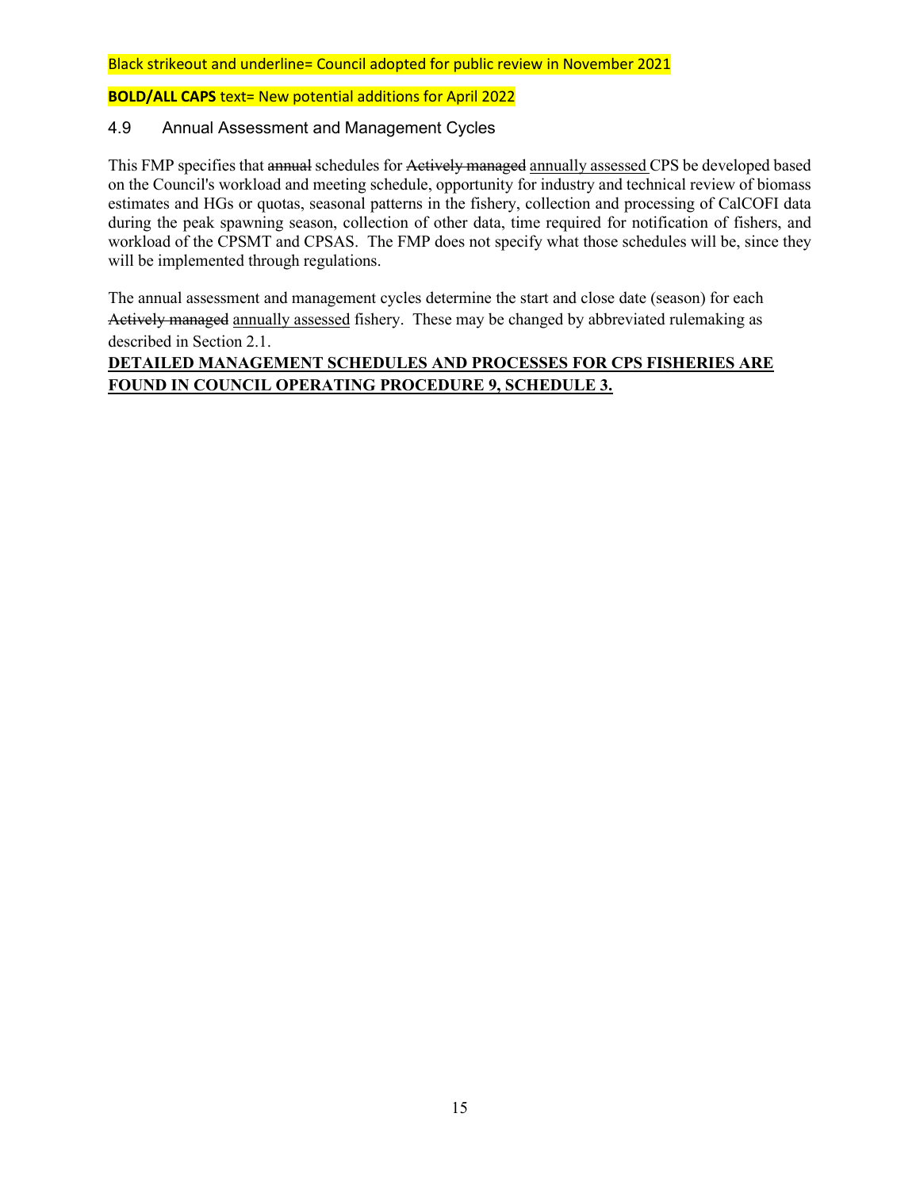Black strikeout and underline= Council adopted for public review in November 2021

**BOLD/ALL CAPS** text= New potential additions for April 2022

### 4.9 Annual Assessment and Management Cycles

This FMP specifies that ~~annual~~ schedules for ~~Actively managed~~ <u>annually assessed</u> CPS be developed based on the Council's workload and meeting schedule, opportunity for industry and technical review of biomass estimates and HGs or quotas, seasonal patterns in the fishery, collection and processing of CalCOFI data during the peak spawning season, collection of other data, time required for notification of fishers, and workload of the CPSMT and CPSAS. The FMP does not specify what those schedules will be, since they will be implemented through regulations.

The annual assessment and management cycles determine the start and close date (season) for each ~~Actively managed~~ <u>annually assessed</u> fishery. These may be changed by abbreviated rulemaking as described in Section 2.1.

**<u>DETAILED MANAGEMENT SCHEDULES AND PROCESSES FOR CPS FISHERIES ARE FOUND IN COUNCIL OPERATING PROCEDURE 9, SCHEDULE 3.</u>**